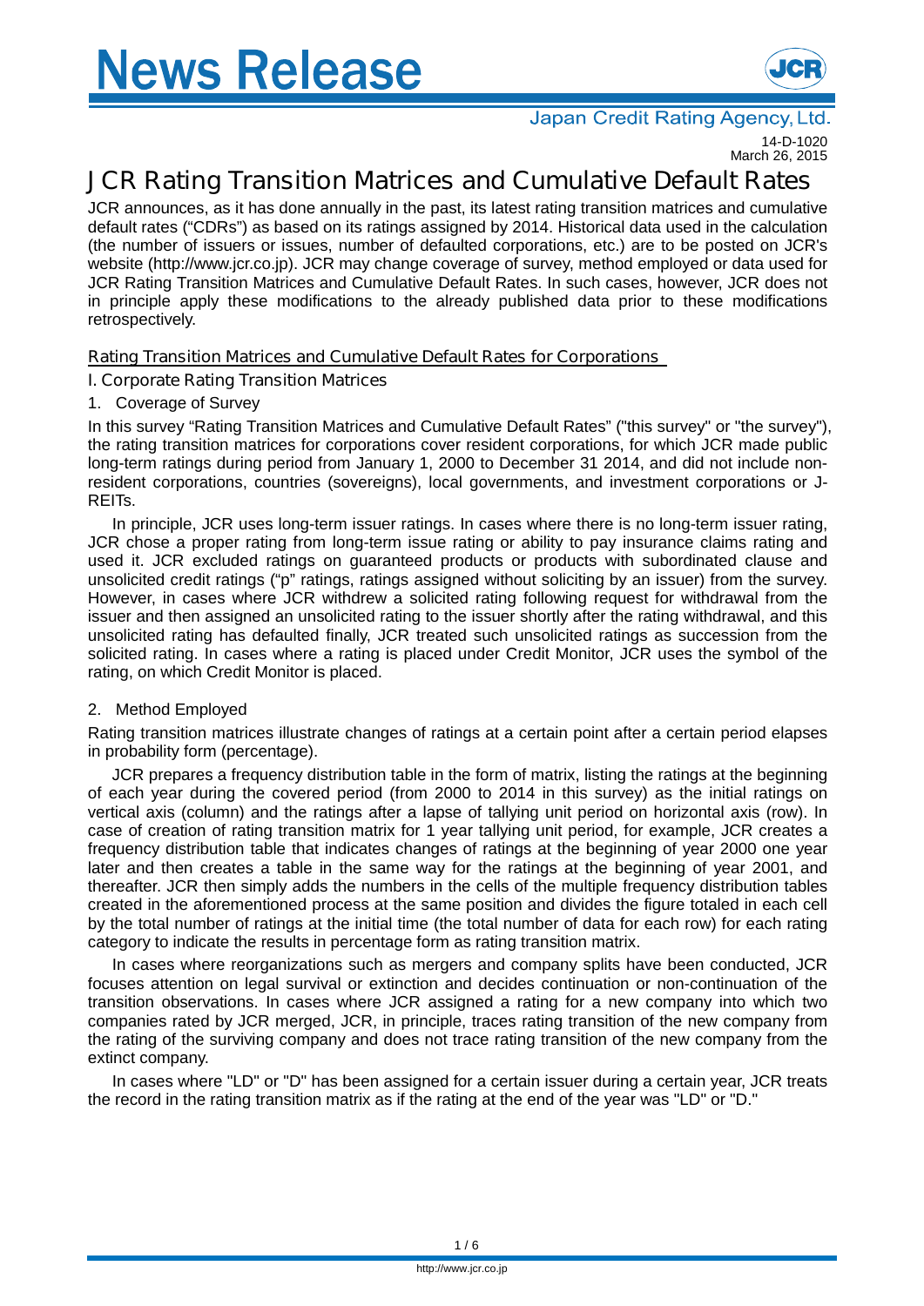# News Release

Japan Credit Rating Agency, Ltd.

14-D-1020
March 26, 2015

# JCR Rating Transition Matrices and Cumulative Default Rates

JCR announces, as it has done annually in the past, its latest rating transition matrices and cumulative default rates ("CDRs") as based on its ratings assigned by 2014. Historical data used in the calculation (the number of issuers or issues, number of defaulted corporations, etc.) are to be posted on JCR's website (http://www.jcr.co.jp). JCR may change coverage of survey, method employed or data used for JCR Rating Transition Matrices and Cumulative Default Rates. In such cases, however, JCR does not in principle apply these modifications to the already published data prior to these modifications retrospectively.

## Rating Transition Matrices and Cumulative Default Rates for Corporations

### I. Corporate Rating Transition Matrices

#### 1. Coverage of Survey

In this survey "Rating Transition Matrices and Cumulative Default Rates" ("this survey" or "the survey"), the rating transition matrices for corporations cover resident corporations, for which JCR made public long-term ratings during period from January 1, 2000 to December 31 2014, and did not include non-resident corporations, countries (sovereigns), local governments, and investment corporations or J-REITs.

In principle, JCR uses long-term issuer ratings. In cases where there is no long-term issuer rating, JCR chose a proper rating from long-term issue rating or ability to pay insurance claims rating and used it. JCR excluded ratings on guaranteed products or products with subordinated clause and unsolicited credit ratings ("p" ratings, ratings assigned without soliciting by an issuer) from the survey. However, in cases where JCR withdrew a solicited rating following request for withdrawal from the issuer and then assigned an unsolicited rating to the issuer shortly after the rating withdrawal, and this unsolicited rating has defaulted finally, JCR treated such unsolicited ratings as succession from the solicited rating. In cases where a rating is placed under Credit Monitor, JCR uses the symbol of the rating, on which Credit Monitor is placed.

#### 2. Method Employed

Rating transition matrices illustrate changes of ratings at a certain point after a certain period elapses in probability form (percentage).

JCR prepares a frequency distribution table in the form of matrix, listing the ratings at the beginning of each year during the covered period (from 2000 to 2014 in this survey) as the initial ratings on vertical axis (column) and the ratings after a lapse of tallying unit period on horizontal axis (row). In case of creation of rating transition matrix for 1 year tallying unit period, for example, JCR creates a frequency distribution table that indicates changes of ratings at the beginning of year 2000 one year later and then creates a table in the same way for the ratings at the beginning of year 2001, and thereafter. JCR then simply adds the numbers in the cells of the multiple frequency distribution tables created in the aforementioned process at the same position and divides the figure totaled in each cell by the total number of ratings at the initial time (the total number of data for each row) for each rating category to indicate the results in percentage form as rating transition matrix.

In cases where reorganizations such as mergers and company splits have been conducted, JCR focuses attention on legal survival or extinction and decides continuation or non-continuation of the transition observations. In cases where JCR assigned a rating for a new company into which two companies rated by JCR merged, JCR, in principle, traces rating transition of the new company from the rating of the surviving company and does not trace rating transition of the new company from the extinct company.

In cases where "LD" or "D" has been assigned for a certain issuer during a certain year, JCR treats the record in the rating transition matrix as if the rating at the end of the year was "LD" or "D."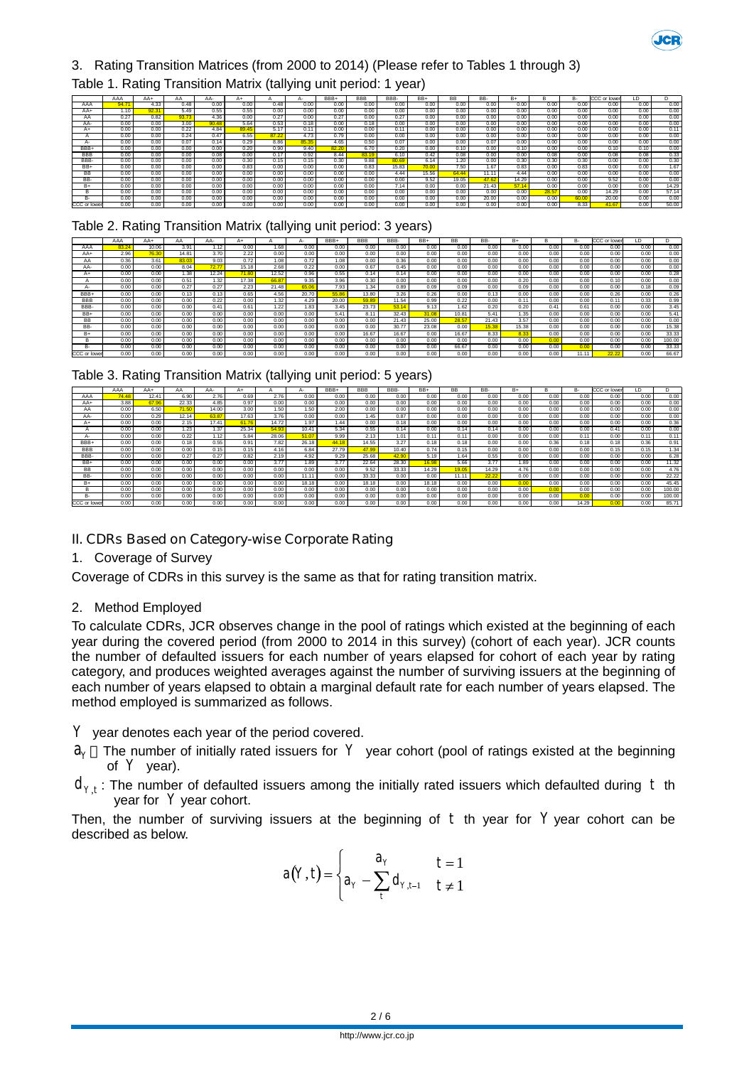## 3. Rating Transition Matrices (from 2000 to 2014) (Please refer to Tables 1 through 3)

### Table 1. Rating Transition Matrix (tallying unit period: 1 year)

| | AAA | AA+ | AA | AA- | A+ | A | A- | BBB+ | BBB | BBB- | BB+ | BB | BB- | B+ | B | B- | CCC or lower | LD | D |
|---|---|---|---|---|---|---|---|---|---|---|---|---|---|---|---|---|---|---|---|
| AAA | 94.71 | 4.33 | 0.48 | 0.00 | 0.00 | 0.48 | 0.00 | 0.00 | 0.00 | 0.00 | 0.00 | 0.00 | 0.00 | 0.00 | 0.00 | 0.00 | 0.00 | 0.00 | 0.00 |
| AA+ | 1.10 | 92.31 | 5.49 | 0.55 | 0.55 | 0.00 | 0.00 | 0.00 | 0.00 | 0.00 | 0.00 | 0.00 | 0.00 | 0.00 | 0.00 | 0.00 | 0.00 | 0.00 | 0.00 |
| AA | 0.27 | 0.82 | 93.73 | 4.36 | 0.00 | 0.27 | 0.00 | 0.27 | 0.00 | 0.27 | 0.00 | 0.00 | 0.00 | 0.00 | 0.00 | 0.00 | 0.00 | 0.00 | 0.00 |
| AA- | 0.00 | 0.00 | 3.00 | 90.48 | 5.64 | 0.53 | 0.18 | 0.00 | 0.18 | 0.00 | 0.00 | 0.00 | 0.00 | 0.00 | 0.00 | 0.00 | 0.00 | 0.00 | 0.00 |
| A+ | 0.00 | 0.00 | 0.22 | 4.84 | 89.45 | 5.17 | 0.11 | 0.00 | 0.00 | 0.11 | 0.00 | 0.00 | 0.00 | 0.00 | 0.00 | 0.00 | 0.00 | 0.00 | 0.11 |
| A | 0.00 | 0.00 | 0.24 | 0.47 | 6.55 | 87.22 | 4.73 | 0.79 | 0.00 | 0.00 | 0.00 | 0.00 | 0.00 | 0.00 | 0.00 | 0.00 | 0.00 | 0.00 | 0.00 |
| A- | 0.00 | 0.00 | 0.07 | 0.14 | 0.29 | 8.86 | 85.35 | 4.65 | 0.50 | 0.07 | 0.00 | 0.00 | 0.07 | 0.00 | 0.00 | 0.00 | 0.00 | 0.00 | 0.00 |
| BBB+ | 0.00 | 0.00 | 0.00 | 0.00 | 0.20 | 0.90 | 9.40 | 82.20 | 6.70 | 0.20 | 0.00 | 0.10 | 0.00 | 0.10 | 0.00 | 0.00 | 0.10 | 0.10 | 0.00 |
| BBB | 0.00 | 0.00 | 0.00 | 0.08 | 0.00 | 0.17 | 0.92 | 8.44 | 83.19 | 6.10 | 0.42 | 0.08 | 0.00 | 0.00 | 0.08 | 0.00 | 0.08 | 0.08 | 0.33 |
| BBB- | 0.00 | 0.00 | 0.00 | 0.00 | 0.30 | 0.15 | 0.15 | 0.30 | 9.88 | 80.69 | 6.14 | 1.20 | 0.00 | 0.30 | 0.30 | 0.30 | 0.00 | 0.00 | 0.30 |
| BB+ | 0.00 | 0.00 | 0.00 | 0.00 | 0.83 | 0.00 | 0.00 | 0.00 | 0.83 | 15.83 | 70.00 | 7.50 | 1.67 | 0.83 | 0.00 | 0.83 | 0.00 | 0.00 | 1.67 |
| BB | 0.00 | 0.00 | 0.00 | 0.00 | 0.00 | 0.00 | 0.00 | 0.00 | 0.00 | 4.44 | 15.56 | 64.44 | 11.11 | 4.44 | 0.00 | 0.00 | 0.00 | 0.00 | 0.00 |
| BB- | 0.00 | 0.00 | 0.00 | 0.00 | 0.00 | 0.00 | 0.00 | 0.00 | 0.00 | 0.00 | 9.52 | 19.05 | 47.62 | 14.29 | 0.00 | 0.00 | 9.52 | 0.00 | 0.00 |
| B+ | 0.00 | 0.00 | 0.00 | 0.00 | 0.00 | 0.00 | 0.00 | 0.00 | 0.00 | 7.14 | 0.00 | 0.00 | 21.43 | 57.14 | 0.00 | 0.00 | 0.00 | 0.00 | 14.29 |
| B | 0.00 | 0.00 | 0.00 | 0.00 | 0.00 | 0.00 | 0.00 | 0.00 | 0.00 | 0.00 | 0.00 | 0.00 | 0.00 | 0.00 | 28.57 | 0.00 | 14.29 | 0.00 | 57.14 |
| B- | 0.00 | 0.00 | 0.00 | 0.00 | 0.00 | 0.00 | 0.00 | 0.00 | 0.00 | 0.00 | 0.00 | 0.00 | 20.00 | 0.00 | 0.00 | 60.00 | 20.00 | 0.00 | 0.00 |
| CCC or lower | 0.00 | 0.00 | 0.00 | 0.00 | 0.00 | 0.00 | 0.00 | 0.00 | 0.00 | 0.00 | 0.00 | 0.00 | 0.00 | 0.00 | 0.00 | 8.33 | 41.67 | 0.00 | 50.00 |

### Table 2. Rating Transition Matrix (tallying unit period: 3 years)

| | AAA | AA+ | AA | AA- | A+ | A | A- | BBB+ | BBB | BBB- | BB+ | BB | BB- | B+ | B | B- | CCC or lower | LD | D |
|---|---|---|---|---|---|---|---|---|---|---|---|---|---|---|---|---|---|---|---|
| AAA | 83.24 | 10.06 | 3.91 | 1.12 | 0.00 | 1.68 | 0.00 | 0.00 | 0.00 | 0.00 | 0.00 | 0.00 | 0.00 | 0.00 | 0.00 | 0.00 | 0.00 | 0.00 | 0.00 |
| AA+ | 2.96 | 76.30 | 14.81 | 3.70 | 2.22 | 0.00 | 0.00 | 0.00 | 0.00 | 0.00 | 0.00 | 0.00 | 0.00 | 0.00 | 0.00 | 0.00 | 0.00 | 0.00 | 0.00 |
| AA | 0.36 | 3.61 | 83.03 | 9.03 | 0.72 | 1.08 | 0.72 | 1.08 | 0.00 | 0.36 | 0.00 | 0.00 | 0.00 | 0.00 | 0.00 | 0.00 | 0.00 | 0.00 | 0.00 |
| AA- | 0.00 | 0.00 | 8.04 | 72.77 | 15.18 | 2.68 | 0.22 | 0.00 | 0.67 | 0.45 | 0.00 | 0.00 | 0.00 | 0.00 | 0.00 | 0.00 | 0.00 | 0.00 | 0.00 |
| A+ | 0.00 | 0.00 | 1.38 | 12.24 | 71.80 | 12.52 | 0.96 | 0.55 | 0.14 | 0.14 | 0.00 | 0.00 | 0.00 | 0.00 | 0.00 | 0.00 | 0.00 | 0.00 | 0.28 |
| A | 0.00 | 0.00 | 0.51 | 1.32 | 17.38 | 66.87 | 9.35 | 3.96 | 0.30 | 0.00 | 0.00 | 0.00 | 0.00 | 0.20 | 0.00 | 0.00 | 0.10 | 0.00 | 0.00 |
| A- | 0.00 | 0.00 | 0.27 | 0.27 | 2.23 | 21.48 | 65.06 | 7.93 | 1.34 | 0.89 | 0.09 | 0.09 | 0.00 | 0.09 | 0.00 | 0.00 | 0.00 | 0.18 | 0.09 |
| BBB+ | 0.00 | 0.00 | 0.13 | 0.13 | 0.65 | 4.56 | 20.70 | 55.86 | 13.80 | 3.26 | 0.26 | 0.00 | 0.13 | 0.00 | 0.00 | 0.00 | 0.26 | 0.00 | 0.26 |
| BBB | 0.00 | 0.00 | 0.00 | 0.22 | 0.00 | 1.32 | 4.29 | 20.00 | 59.89 | 11.54 | 0.99 | 0.22 | 0.00 | 0.11 | 0.00 | 0.00 | 0.11 | 0.33 | 0.99 |
| BBB- | 0.00 | 0.00 | 0.00 | 0.41 | 0.61 | 1.22 | 1.83 | 3.45 | 23.73 | 53.14 | 9.13 | 1.62 | 0.20 | 0.20 | 0.41 | 0.61 | 0.00 | 0.00 | 3.45 |
| BB+ | 0.00 | 0.00 | 0.00 | 0.00 | 0.00 | 0.00 | 0.00 | 5.41 | 8.11 | 32.43 | 31.08 | 10.81 | 5.41 | 1.35 | 0.00 | 0.00 | 0.00 | 0.00 | 5.41 |
| BB | 0.00 | 0.00 | 0.00 | 0.00 | 0.00 | 0.00 | 0.00 | 0.00 | 0.00 | 21.43 | 25.00 | 28.57 | 21.43 | 3.57 | 0.00 | 0.00 | 0.00 | 0.00 | 0.00 |
| BB- | 0.00 | 0.00 | 0.00 | 0.00 | 0.00 | 0.00 | 0.00 | 0.00 | 0.00 | 30.77 | 23.08 | 0.00 | 15.38 | 15.38 | 0.00 | 0.00 | 0.00 | 0.00 | 15.38 |
| B+ | 0.00 | 0.00 | 0.00 | 0.00 | 0.00 | 0.00 | 0.00 | 0.00 | 16.67 | 16.67 | 0.00 | 16.67 | 8.33 | 8.33 | 0.00 | 0.00 | 0.00 | 0.00 | 33.33 |
| B | 0.00 | 0.00 | 0.00 | 0.00 | 0.00 | 0.00 | 0.00 | 0.00 | 0.00 | 0.00 | 0.00 | 0.00 | 0.00 | 0.00 | 0.00 | 0.00 | 0.00 | 0.00 | 100.00 |
| B- | 0.00 | 0.00 | 0.00 | 0.00 | 0.00 | 0.00 | 0.00 | 0.00 | 0.00 | 0.00 | 0.00 | 66.67 | 0.00 | 0.00 | 0.00 | 0.00 | 0.00 | 0.00 | 33.33 |
| CCC or lower | 0.00 | 0.00 | 0.00 | 0.00 | 0.00 | 0.00 | 0.00 | 0.00 | 0.00 | 0.00 | 0.00 | 0.00 | 0.00 | 0.00 | 0.00 | 11.11 | 22.22 | 0.00 | 66.67 |

### Table 3. Rating Transition Matrix (tallying unit period: 5 years)

| | AAA | AA+ | AA | AA- | A+ | A | A- | BBB+ | BBB | BBB- | BB+ | BB | BB- | B+ | B | B- | CCC or lower | LD | D |
|---|---|---|---|---|---|---|---|---|---|---|---|---|---|---|---|---|---|---|---|
| AAA | 74.48 | 12.41 | 6.90 | 2.76 | 0.69 | 2.76 | 0.00 | 0.00 | 0.00 | 0.00 | 0.00 | 0.00 | 0.00 | 0.00 | 0.00 | 0.00 | 0.00 | 0.00 | 0.00 |
| AA+ | 3.88 | 67.96 | 22.33 | 4.85 | 0.97 | 0.00 | 0.00 | 0.00 | 0.00 | 0.00 | 0.00 | 0.00 | 0.00 | 0.00 | 0.00 | 0.00 | 0.00 | 0.00 | 0.00 |
| AA | 0.00 | 6.50 | 71.50 | 14.00 | 3.00 | 1.50 | 1.50 | 2.00 | 0.00 | 0.00 | 0.00 | 0.00 | 0.00 | 0.00 | 0.00 | 0.00 | 0.00 | 0.00 | 0.00 |
| AA- | 0.00 | 0.29 | 12.14 | 63.87 | 17.63 | 3.76 | 0.00 | 0.00 | 1.45 | 0.87 | 0.00 | 0.00 | 0.00 | 0.00 | 0.00 | 0.00 | 0.00 | 0.00 | 0.00 |
| A+ | 0.00 | 0.00 | 2.15 | 17.41 | 61.76 | 14.72 | 1.97 | 1.44 | 0.00 | 0.18 | 0.00 | 0.00 | 0.00 | 0.00 | 0.00 | 0.00 | 0.00 | 0.00 | 0.36 |
| A | 0.00 | 0.00 | 1.23 | 1.37 | 25.34 | 54.93 | 10.41 | 5.34 | 0.55 | 0.14 | 0.00 | 0.14 | 0.14 | 0.00 | 0.00 | 0.00 | 0.41 | 0.00 | 0.00 |
| A- | 0.00 | 0.00 | 0.22 | 1.12 | 5.84 | 28.06 | 51.07 | 9.99 | 2.13 | 1.01 | 0.11 | 0.11 | 0.00 | 0.00 | 0.00 | 0.11 | 0.00 | 0.11 | 0.11 |
| BBB+ | 0.00 | 0.00 | 0.18 | 0.55 | 0.91 | 7.82 | 26.18 | 44.18 | 14.55 | 3.27 | 0.18 | 0.18 | 0.00 | 0.00 | 0.36 | 0.18 | 0.18 | 0.36 | 0.91 |
| BBB | 0.00 | 0.00 | 0.00 | 0.15 | 0.15 | 4.16 | 6.84 | 27.79 | 47.99 | 10.40 | 0.74 | 0.15 | 0.00 | 0.00 | 0.00 | 0.00 | 0.15 | 0.15 | 1.34 |
| BBB- | 0.00 | 0.00 | 0.00 | 0.27 | 0.82 | 2.19 | 4.92 | 9.29 | 25.68 | 42.90 | 5.19 | 1.64 | 0.55 | 0.00 | 0.00 | 0.00 | 0.00 | 0.00 | 6.28 |
| BB+ | 0.00 | 0.00 | 0.00 | 0.00 | 0.00 | 3.77 | 1.89 | 3.77 | 22.64 | 28.30 | 16.98 | 5.66 | 3.77 | 1.89 | 0.00 | 0.00 | 0.00 | 0.00 | 11.32 |
| BB | 0.00 | 0.00 | 0.00 | 0.00 | 0.00 | 0.00 | 0.00 | 0.00 | 9.52 | 33.33 | 14.29 | 19.05 | 14.29 | 4.76 | 0.00 | 0.00 | 0.00 | 0.00 | 4.76 |
| BB- | 0.00 | 0.00 | 0.00 | 0.00 | 0.00 | 0.00 | 11.11 | 0.00 | 33.33 | 0.00 | 0.00 | 11.11 | 22.22 | 0.00 | 0.00 | 0.00 | 0.00 | 0.00 | 22.22 |
| B+ | 0.00 | 0.00 | 0.00 | 0.00 | 0.00 | 0.00 | 18.18 | 0.00 | 18.18 | 0.00 | 18.18 | 0.00 | 0.00 | 0.00 | 0.00 | 0.00 | 0.00 | 0.00 | 45.45 |
| B | 0.00 | 0.00 | 0.00 | 0.00 | 0.00 | 0.00 | 0.00 | 0.00 | 0.00 | 0.00 | 0.00 | 0.00 | 0.00 | 0.00 | 0.00 | 0.00 | 0.00 | 0.00 | 100.00 |
| B- | 0.00 | 0.00 | 0.00 | 0.00 | 0.00 | 0.00 | 0.00 | 0.00 | 0.00 | 0.00 | 0.00 | 0.00 | 0.00 | 0.00 | 0.00 | 0.00 | 0.00 | 0.00 | 100.00 |
| CCC or lower | 0.00 | 0.00 | 0.00 | 0.00 | 0.00 | 0.00 | 0.00 | 0.00 | 0.00 | 0.00 | 0.00 | 0.00 | 0.00 | 0.00 | 0.00 | 14.29 | 0.00 | 0.00 | 85.71 |

## II. CDRs Based on Category-wise Corporate Rating

### 1. Coverage of Survey

Coverage of CDRs in this survey is the same as that for rating transition matrix.

### 2. Method Employed

To calculate CDRs, JCR observes change in the pool of ratings which existed at the beginning of each year during the covered period (from 2000 to 2014 in this survey) (cohort of each year). JCR counts the number of defaulted issuers for each number of years elapsed for cohort of each year by rating category, and produces weighted averages against the number of surviving issuers at the beginning of each number of years elapsed to obtain a marginal default rate for each number of years elapsed. The method employed is summarized as follows.

$Y$ year denotes each year of the period covered.

$a_Y$：The number of initially rated issuers for $Y$ year cohort (pool of ratings existed at the beginning of $Y$ year).

$d_{Y,t}$ : The number of defaulted issuers among the initially rated issuers which defaulted during $t$ th year for $Y$ year cohort.

Then, the number of surviving issuers at the beginning of $t$ th year for $Y$ year cohort can be described as below.

$$a(Y,t) = \begin{cases} a_Y & t = 1 \\ a_Y - \sum_t d_{Y,t-1} & t \neq 1 \end{cases}$$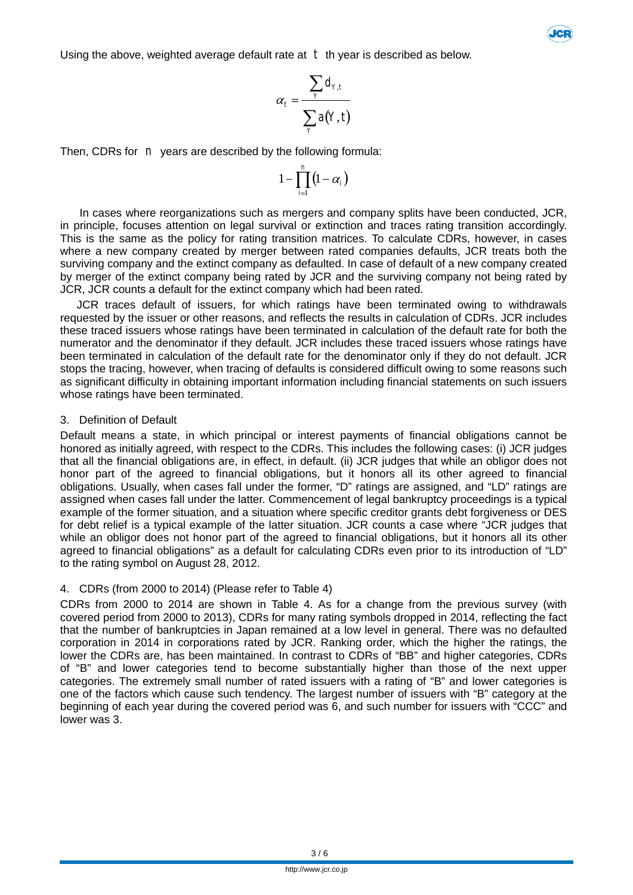Using the above, weighted average default rate at $t$ th year is described as below.

$$\alpha_t = \frac{\sum_{Y} d_{Y,t}}{\sum_{Y} a(Y,t)}$$

Then, CDRs for $n$ years are described by the following formula:

$$1 - \prod_{i=1}^{n} (1 - \alpha_i)$$

In cases where reorganizations such as mergers and company splits have been conducted, JCR, in principle, focuses attention on legal survival or extinction and traces rating transition accordingly. This is the same as the policy for rating transition matrices. To calculate CDRs, however, in cases where a new company created by merger between rated companies defaults, JCR treats both the surviving company and the extinct company as defaulted. In case of default of a new company created by merger of the extinct company being rated by JCR and the surviving company not being rated by JCR, JCR counts a default for the extinct company which had been rated.

JCR traces default of issuers, for which ratings have been terminated owing to withdrawals requested by the issuer or other reasons, and reflects the results in calculation of CDRs. JCR includes these traced issuers whose ratings have been terminated in calculation of the default rate for both the numerator and the denominator if they default. JCR includes these traced issuers whose ratings have been terminated in calculation of the default rate for the denominator only if they do not default. JCR stops the tracing, however, when tracing of defaults is considered difficult owing to some reasons such as significant difficulty in obtaining important information including financial statements on such issuers whose ratings have been terminated.

## 3. Definition of Default

Default means a state, in which principal or interest payments of financial obligations cannot be honored as initially agreed, with respect to the CDRs. This includes the following cases: (i) JCR judges that all the financial obligations are, in effect, in default. (ii) JCR judges that while an obligor does not honor part of the agreed to financial obligations, but it honors all its other agreed to financial obligations. Usually, when cases fall under the former, "D" ratings are assigned, and "LD" ratings are assigned when cases fall under the latter. Commencement of legal bankruptcy proceedings is a typical example of the former situation, and a situation where specific creditor grants debt forgiveness or DES for debt relief is a typical example of the latter situation. JCR counts a case where "JCR judges that while an obligor does not honor part of the agreed to financial obligations, but it honors all its other agreed to financial obligations" as a default for calculating CDRs even prior to its introduction of "LD" to the rating symbol on August 28, 2012.

## 4. CDRs (from 2000 to 2014) (Please refer to Table 4)

CDRs from 2000 to 2014 are shown in Table 4. As for a change from the previous survey (with covered period from 2000 to 2013), CDRs for many rating symbols dropped in 2014, reflecting the fact that the number of bankruptcies in Japan remained at a low level in general. There was no defaulted corporation in 2014 in corporations rated by JCR. Ranking order, which the higher the ratings, the lower the CDRs are, has been maintained. In contrast to CDRs of "BB" and higher categories, CDRs of "B" and lower categories tend to become substantially higher than those of the next upper categories. The extremely small number of rated issuers with a rating of "B" and lower categories is one of the factors which cause such tendency. The largest number of issuers with "B" category at the beginning of each year during the covered period was 6, and such number for issuers with "CCC" and lower was 3.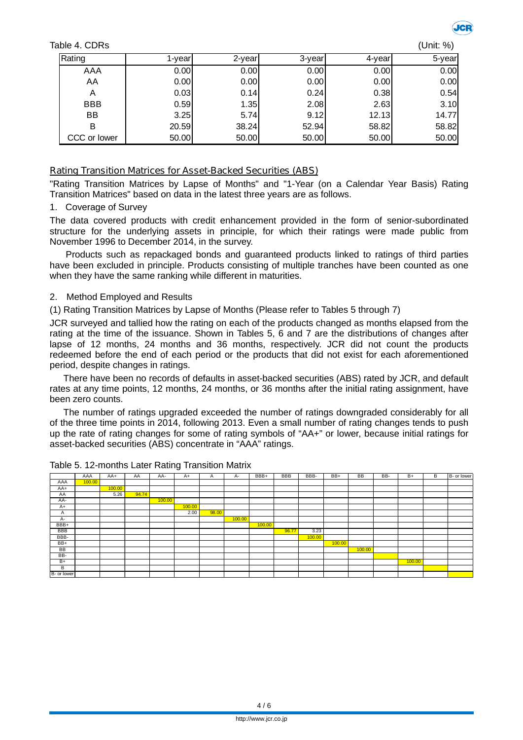Table 4. CDRs

(Unit: %)

| Rating | 1-year | 2-year | 3-year | 4-year | 5-year |
|---|---|---|---|---|---|
| AAA | 0.00 | 0.00 | 0.00 | 0.00 | 0.00 |
| AA | 0.00 | 0.00 | 0.00 | 0.00 | 0.00 |
| A | 0.03 | 0.14 | 0.24 | 0.38 | 0.54 |
| BBB | 0.59 | 1.35 | 2.08 | 2.63 | 3.10 |
| BB | 3.25 | 5.74 | 9.12 | 12.13 | 14.77 |
| B | 20.59 | 38.24 | 52.94 | 58.82 | 58.82 |
| CCC or lower | 50.00 | 50.00 | 50.00 | 50.00 | 50.00 |

## Rating Transition Matrices for Asset-Backed Securities (ABS)

"Rating Transition Matrices by Lapse of Months" and "1-Year (on a Calendar Year Basis) Rating Transition Matrices" based on data in the latest three years are as follows.

1. Coverage of Survey

The data covered products with credit enhancement provided in the form of senior-subordinated structure for the underlying assets in principle, for which their ratings were made public from November 1996 to December 2014, in the survey.

Products such as repackaged bonds and guaranteed products linked to ratings of third parties have been excluded in principle. Products consisting of multiple tranches have been counted as one when they have the same ranking while different in maturities.

2. Method Employed and Results

(1) Rating Transition Matrices by Lapse of Months (Please refer to Tables 5 through 7)

JCR surveyed and tallied how the rating on each of the products changed as months elapsed from the rating at the time of the issuance. Shown in Tables 5, 6 and 7 are the distributions of changes after lapse of 12 months, 24 months and 36 months, respectively. JCR did not count the products redeemed before the end of each period or the products that did not exist for each aforementioned period, despite changes in ratings.

There have been no records of defaults in asset-backed securities (ABS) rated by JCR, and default rates at any time points, 12 months, 24 months, or 36 months after the initial rating assignment, have been zero counts.

The number of ratings upgraded exceeded the number of ratings downgraded considerably for all of the three time points in 2014, following 2013. Even a small number of rating changes tends to push up the rate of rating changes for some of rating symbols of "AA+" or lower, because initial ratings for asset-backed securities (ABS) concentrate in "AAA" ratings.

Table 5. 12-months Later Rating Transition Matrix

| | AAA | AA+ | AA | AA- | A+ | A | A- | BBB+ | BBB | BBB- | BB+ | BB | BB- | B+ | B | B- or lower |
|---|---|---|---|---|---|---|---|---|---|---|---|---|---|---|---|---|
| AAA | 100.00 | | | | | | | | | | | | | | | |
| AA+ | | 100.00 | | | | | | | | | | | | | | |
| AA | | 5.26 | 94.74 | | | | | | | | | | | | | |
| AA- | | | | 100.00 | | | | | | | | | | | | |
| A+ | | | | | 100.00 | | | | | | | | | | | |
| A | | | | | 2.00 | 98.00 | | | | | | | | | | |
| A- | | | | | | | 100.00 | | | | | | | | | |
| BBB+ | | | | | | | | 100.00 | | | | | | | | |
| BBB | | | | | | | | | 96.77 | 3.23 | | | | | | |
| BBB- | | | | | | | | | | 100.00 | | | | | | |
| BB+ | | | | | | | | | | | 100.00 | | | | | |
| BB | | | | | | | | | | | | 100.00 | | | | |
| BB- | | | | | | | | | | | | | | | | |
| B+ | | | | | | | | | | | | | | 100.00 | | |
| B | | | | | | | | | | | | | | | | |
| B- or lower | | | | | | | | | | | | | | | | |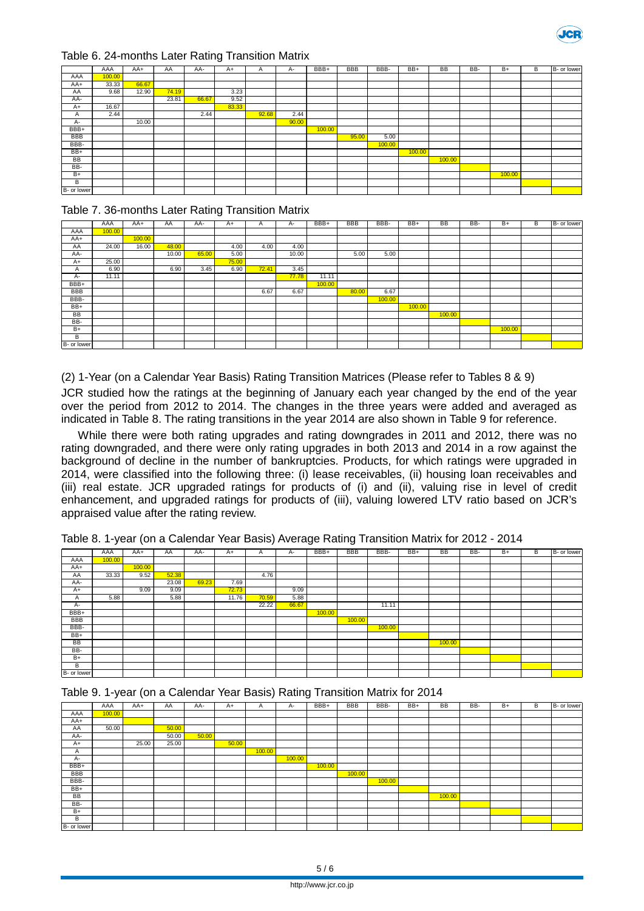Table 6. 24-months Later Rating Transition Matrix

| | AAA | AA+ | AA | AA- | A+ | A | A- | BBB+ | BBB | BBB- | BB+ | BB | BB- | B+ | B | B- or lower |
|---|---|---|---|---|---|---|---|---|---|---|---|---|---|---|---|---|
| AAA | 100.00 | | | | | | | | | | | | | | | |
| AA+ | 33.33 | 66.67 | | | | | | | | | | | | | | |
| AA | 9.68 | 12.90 | 74.19 | | 3.23 | | | | | | | | | | | |
| AA- | | | 23.81 | 66.67 | 9.52 | | | | | | | | | | | |
| A+ | 16.67 | | | | 83.33 | | | | | | | | | | | |
| A | 2.44 | | | 2.44 | | 92.68 | 2.44 | | | | | | | | | |
| A- | | 10.00 | | | | | 90.00 | | | | | | | | | |
| BBB+ | | | | | | | | 100.00 | | | | | | | | |
| BBB | | | | | | | | | 95.00 | 5.00 | | | | | | |
| BBB- | | | | | | | | | | 100.00 | | | | | | |
| BB+ | | | | | | | | | | | 100.00 | | | | | |
| BB | | | | | | | | | | | | 100.00 | | | | |
| BB- | | | | | | | | | | | | | | | | |
| B+ | | | | | | | | | | | | | | 100.00 | | |
| B | | | | | | | | | | | | | | | | |
| B- or lower | | | | | | | | | | | | | | | | |

Table 7. 36-months Later Rating Transition Matrix

| | AAA | AA+ | AA | AA- | A+ | A | A- | BBB+ | BBB | BBB- | BB+ | BB | BB- | B+ | B | B- or lower |
|---|---|---|---|---|---|---|---|---|---|---|---|---|---|---|---|---|
| AAA | 100.00 | | | | | | | | | | | | | | | |
| AA+ | | 100.00 | | | | | | | | | | | | | | |
| AA | 24.00 | 16.00 | 48.00 | | 4.00 | 4.00 | 4.00 | | | | | | | | | |
| AA- | | | 10.00 | 65.00 | 5.00 | | 10.00 | | 5.00 | 5.00 | | | | | | |
| A+ | 25.00 | | | | 75.00 | | | | | | | | | | | |
| A | 6.90 | | 6.90 | 3.45 | 6.90 | 72.41 | 3.45 | | | | | | | | | |
| A- | 11.11 | | | | | | 77.78 | 11.11 | | | | | | | | |
| BBB+ | | | | | | | | 100.00 | | | | | | | | |
| BBB | | | | | | 6.67 | 6.67 | | 80.00 | 6.67 | | | | | | |
| BBB- | | | | | | | | | | 100.00 | | | | | | |
| BB+ | | | | | | | | | | | 100.00 | | | | | |
| BB | | | | | | | | | | | | 100.00 | | | | |
| BB- | | | | | | | | | | | | | | | | |
| B+ | | | | | | | | | | | | | | 100.00 | | |
| B | | | | | | | | | | | | | | | | |
| B- or lower | | | | | | | | | | | | | | | | |

(2) 1-Year (on a Calendar Year Basis) Rating Transition Matrices (Please refer to Tables 8 & 9)

JCR studied how the ratings at the beginning of January each year changed by the end of the year over the period from 2012 to 2014. The changes in the three years were added and averaged as indicated in Table 8. The rating transitions in the year 2014 are also shown in Table 9 for reference.

While there were both rating upgrades and rating downgrades in 2011 and 2012, there was no rating downgraded, and there were only rating upgrades in both 2013 and 2014 in a row against the background of decline in the number of bankruptcies. Products, for which ratings were upgraded in 2014, were classified into the following three: (i) lease receivables, (ii) housing loan receivables and (iii) real estate. JCR upgraded ratings for products of (i) and (ii), valuing rise in level of credit enhancement, and upgraded ratings for products of (iii), valuing lowered LTV ratio based on JCR's appraised value after the rating review.

Table 8. 1-year (on a Calendar Year Basis) Average Rating Transition Matrix for 2012 - 2014

| | AAA | AA+ | AA | AA- | A+ | A | A- | BBB+ | BBB | BBB- | BB+ | BB | BB- | B+ | B | B- or lower |
|---|---|---|---|---|---|---|---|---|---|---|---|---|---|---|---|---|
| AAA | 100.00 | | | | | | | | | | | | | | | |
| AA+ | | 100.00 | | | | | | | | | | | | | | |
| AA | 33.33 | 9.52 | 52.38 | | | 4.76 | | | | | | | | | | |
| AA- | | | 23.08 | 69.23 | 7.69 | | | | | | | | | | | |
| A+ | | 9.09 | 9.09 | | 72.73 | | 9.09 | | | | | | | | | |
| A | 5.88 | | 5.88 | | 11.76 | 70.59 | 5.88 | | | | | | | | | |
| A- | | | | | | 22.22 | 66.67 | | | 11.11 | | | | | | |
| BBB+ | | | | | | | | 100.00 | | | | | | | | |
| BBB | | | | | | | | | 100.00 | | | | | | | |
| BBB- | | | | | | | | | | 100.00 | | | | | | |
| BB+ | | | | | | | | | | | | | | | | |
| BB | | | | | | | | | | | | 100.00 | | | | |
| BB- | | | | | | | | | | | | | | | | |
| B+ | | | | | | | | | | | | | | | | |
| B | | | | | | | | | | | | | | | | |
| B- or lower | | | | | | | | | | | | | | | | |

Table 9. 1-year (on a Calendar Year Basis) Rating Transition Matrix for 2014

| | AAA | AA+ | AA | AA- | A+ | A | A- | BBB+ | BBB | BBB- | BB+ | BB | BB- | B+ | B | B- or lower |
|---|---|---|---|---|---|---|---|---|---|---|---|---|---|---|---|---|
| AAA | 100.00 | | | | | | | | | | | | | | | |
| AA+ | | | | | | | | | | | | | | | | |
| AA | 50.00 | | 50.00 | | | | | | | | | | | | | |
| AA- | | | 50.00 | 50.00 | | | | | | | | | | | | |
| A+ | | 25.00 | 25.00 | | 50.00 | | | | | | | | | | | |
| A | | | | | | 100.00 | | | | | | | | | | |
| A- | | | | | | | 100.00 | | | | | | | | | |
| BBB+ | | | | | | | | 100.00 | | | | | | | | |
| BBB | | | | | | | | | 100.00 | | | | | | | |
| BBB- | | | | | | | | | | 100.00 | | | | | | |
| BB+ | | | | | | | | | | | | | | | | |
| BB | | | | | | | | | | | | 100.00 | | | | |
| BB- | | | | | | | | | | | | | | | | |
| B+ | | | | | | | | | | | | | | | | |
| B | | | | | | | | | | | | | | | | |
| B- or lower | | | | | | | | | | | | | | | | |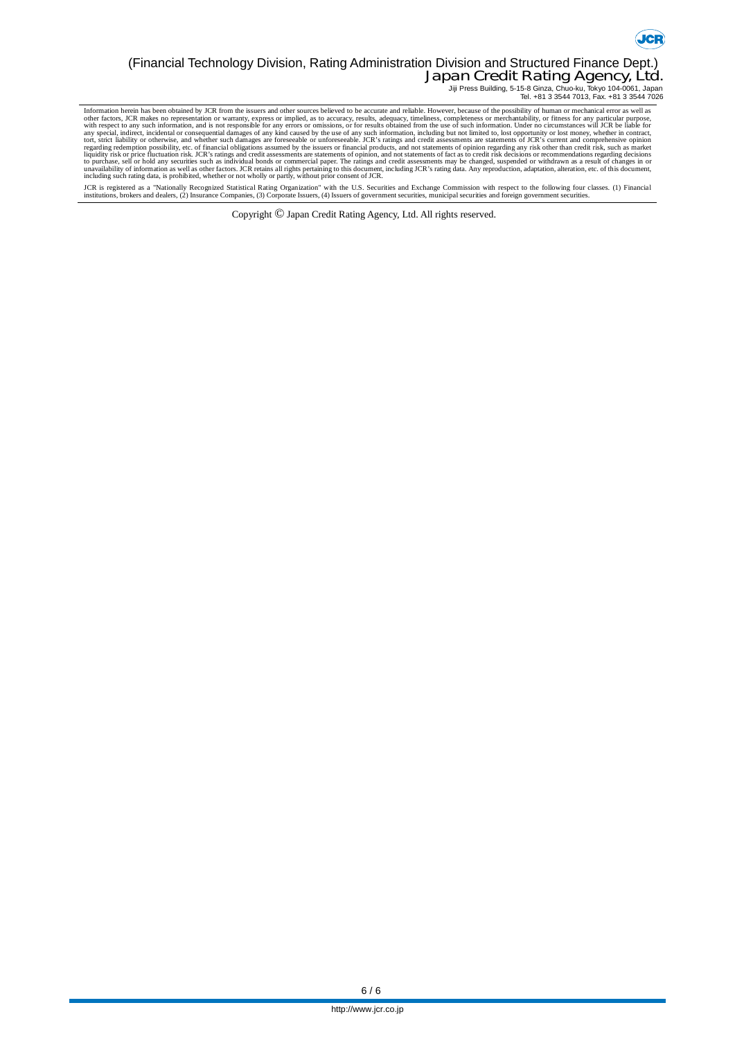(Financial Technology Division, Rating Administration Division and Structured Finance Dept.)
Japan Credit Rating Agency, Ltd.
Jiji Press Building, 5-15-8 Ginza, Chuo-ku, Tokyo 104-0061, Japan
Tel. +81 3 3544 7013, Fax. +81 3 3544 7026

Information herein has been obtained by JCR from the issuers and other sources believed to be accurate and reliable. However, because of the possibility of human or mechanical error as well as other factors, JCR makes no representation or warranty, express or implied, as to accuracy, results, adequacy, timeliness, completeness or merchantability, or fitness for any particular purpose, with respect to any such information, and is not responsible for any errors or omissions, or for results obtained from the use of such information. Under no circumstances will JCR be liable for any special, indirect, incidental or consequential damages of any kind caused by the use of any such information, including but not limited to, lost opportunity or lost money, whether in contract, tort, strict liability or otherwise, and whether such damages are foreseeable or unforeseeable. JCR's ratings and credit assessments are statements of JCR's current and comprehensive opinion regarding redemption possibility, etc. of financial obligations assumed by the issuers or financial products, and not statements of opinion regarding any risk other than credit risk, such as market liquidity risk or price fluctuation risk. JCR's ratings and credit assessments are statements of opinion, and not statements of fact as to credit risk decisions or recommendations regarding decisions to purchase, sell or hold any securities such as individual bonds or commercial paper. The ratings and credit assessments may be changed, suspended or withdrawn as a result of changes in or unavailability of information as well as other factors. JCR retains all rights pertaining to this document, including JCR's rating data. Any reproduction, adaptation, alteration, etc. of this document, including such rating data, is prohibited, whether or not wholly or partly, without prior consent of JCR.

JCR is registered as a "Nationally Recognized Statistical Rating Organization" with the U.S. Securities and Exchange Commission with respect to the following four classes. (1) Financial institutions, brokers and dealers, (2) Insurance Companies, (3) Corporate Issuers, (4) Issuers of government securities, municipal securities and foreign government securities.

Copyright © Japan Credit Rating Agency, Ltd. All rights reserved.

http://www.jcr.co.jp